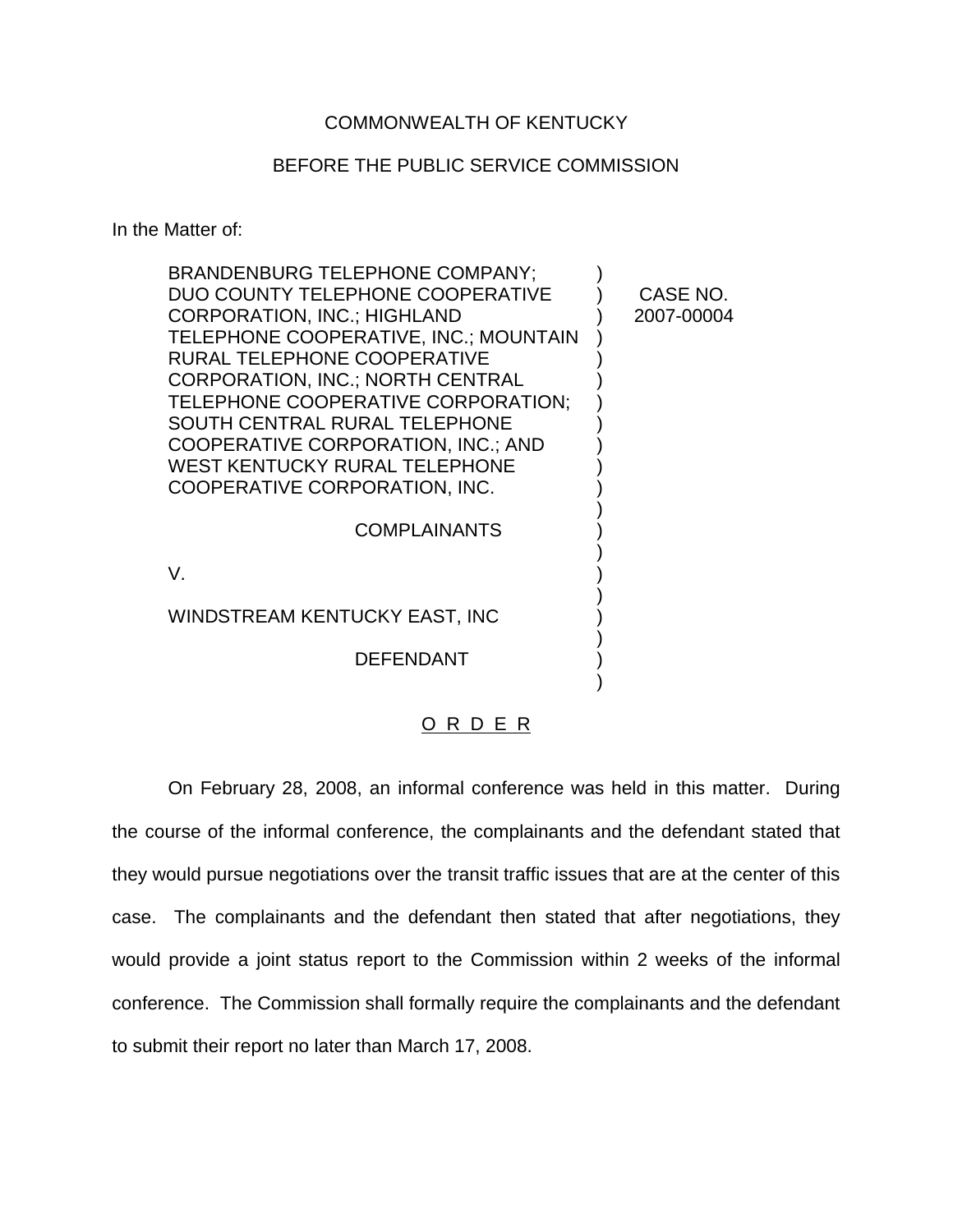COMMONWEALTH OF KENTUCKY

BEFORE THE PUBLIC SERVICE COMMISSION

In the Matter of:

BRANDENBURG TELEPHONE COMPANY; DUO COUNTY TELEPHONE COOPERATIVE CORPORATION, INC.; HIGHLAND TELEPHONE COOPERATIVE, INC.; MOUNTAIN RURAL TELEPHONE COOPERATIVE CORPORATION, INC.; NORTH CENTRAL TELEPHONE COOPERATIVE CORPORATION; SOUTH CENTRAL RURAL TELEPHONE COOPERATIVE CORPORATION, INC.; AND WEST KENTUCKY RURAL TELEPHONE COOPERATIVE CORPORATION, INC.

COMPLAINANTS

V.

WINDSTREAM KENTUCKY EAST, INC

DEFENDANT

CASE NO. 2007-00004

O R D E R

On February 28, 2008, an informal conference was held in this matter. During the course of the informal conference, the complainants and the defendant stated that they would pursue negotiations over the transit traffic issues that are at the center of this case. The complainants and the defendant then stated that after negotiations, they would provide a joint status report to the Commission within 2 weeks of the informal conference. The Commission shall formally require the complainants and the defendant to submit their report no later than March 17, 2008.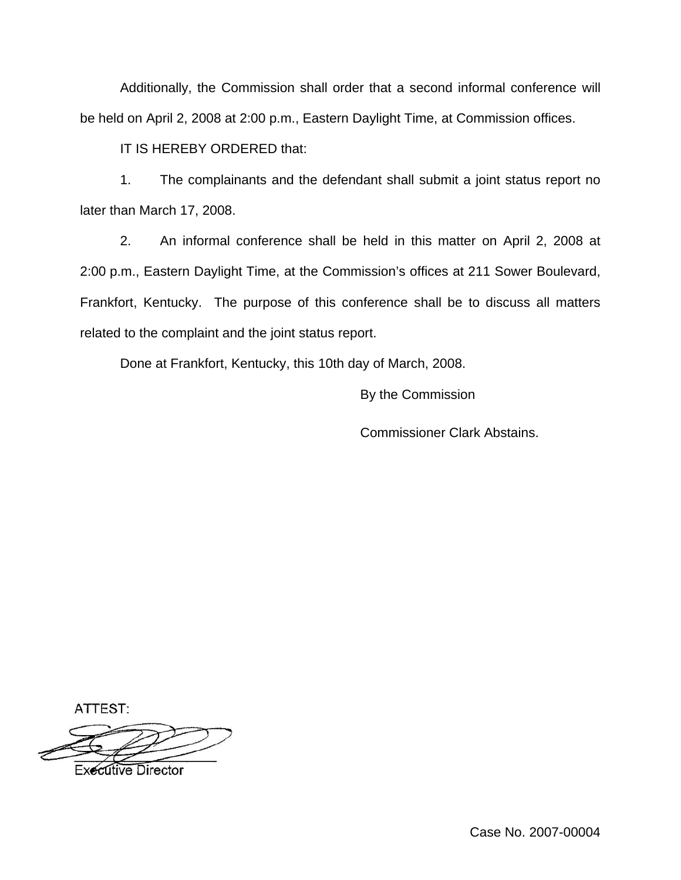Additionally, the Commission shall order that a second informal conference will be held on April 2, 2008 at 2:00 p.m., Eastern Daylight Time, at Commission offices.

IT IS HEREBY ORDERED that:

1. The complainants and the defendant shall submit a joint status report no later than March 17, 2008.

2. An informal conference shall be held in this matter on April 2, 2008 at 2:00 p.m., Eastern Daylight Time, at the Commission's offices at 211 Sower Boulevard, Frankfort, Kentucky. The purpose of this conference shall be to discuss all matters related to the complaint and the joint status report.

Done at Frankfort, Kentucky, this 10th day of March, 2008.

By the Commission

Commissioner Clark Abstains.

ATTEST:

Executive Director

Case No. 2007-00004